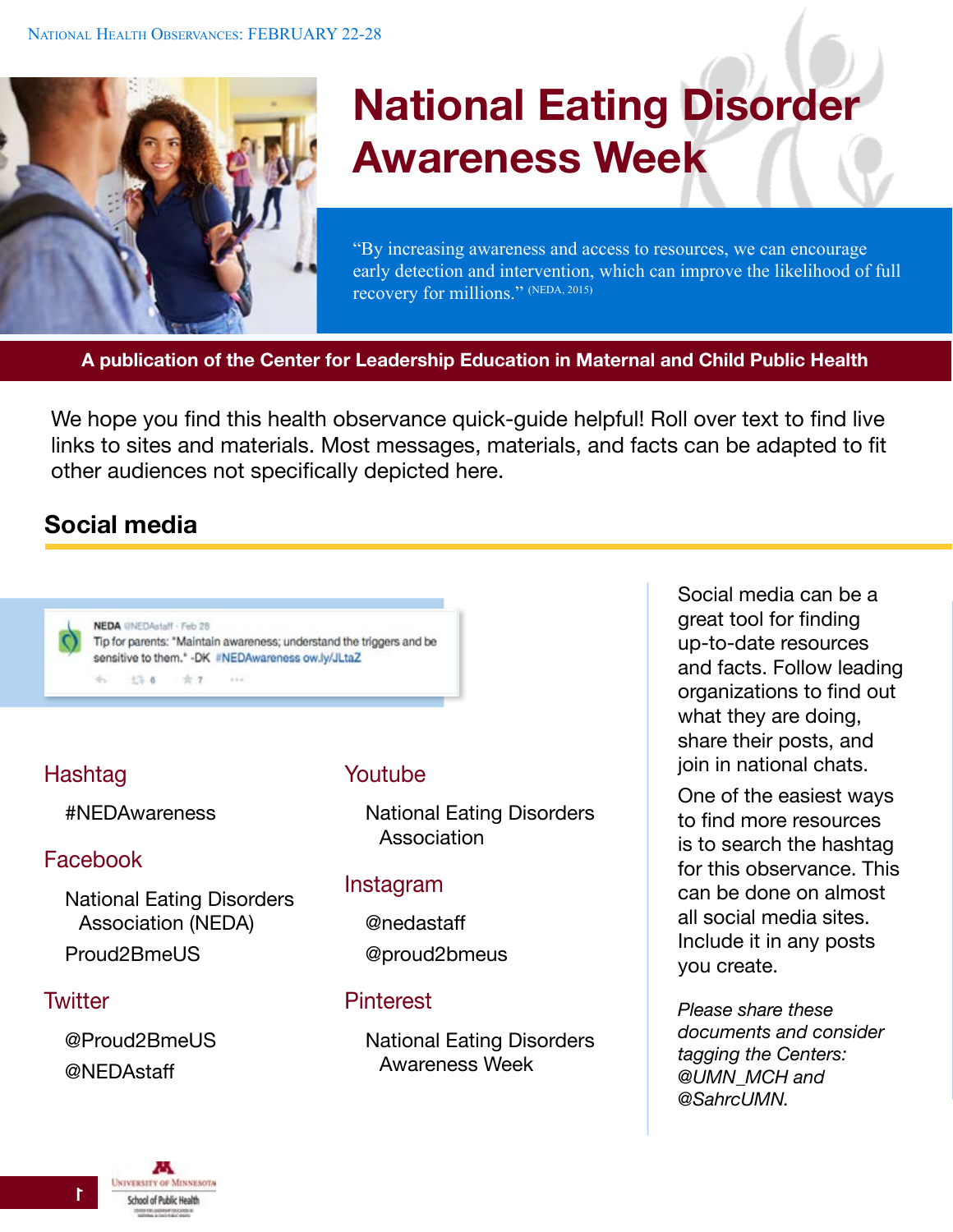# National Eating Disorder Awareness Week

"By increasing awareness and access to resources, we can encourage early detection and intervention, which can improve the likelihood of full recovery for millions." (NEDA, 2015)

**A publication of the Center for Leadership Education in Maternal and Child Public Health**

We hope you find this health observance quick-guide helpful! Roll over text to find live links to sites and materials. Most messages, materials, and facts can be adapted to fit other audiences not specifically depicted here.

## Social media

NEDA @NEDAstaff · Feb 28
Tip for parents: "Maintain awareness; understand the triggers and be sensitive to them." -DK #NEDAwareness ow.ly/JLtaZ

### Hashtag

#NEDAwareness

### Facebook

National Eating Disorders Association (NEDA)

Proud2BmeUS

### Twitter

@Proud2BmeUS

@NEDAstaff

### Youtube

National Eating Disorders Association

### Instagram

@nedastaff

@proud2bmeus

### Pinterest

National Eating Disorders Awareness Week

Social media can be a great tool for finding up-to-date resources and facts. Follow leading organizations to find out what they are doing, share their posts, and join in national chats.

One of the easiest ways to find more resources is to search the hashtag for this observance. This can be done on almost all social media sites. Include it in any posts you create.

*Please share these documents and consider tagging the Centers: @UMN_MCH and @SahrcUMN.*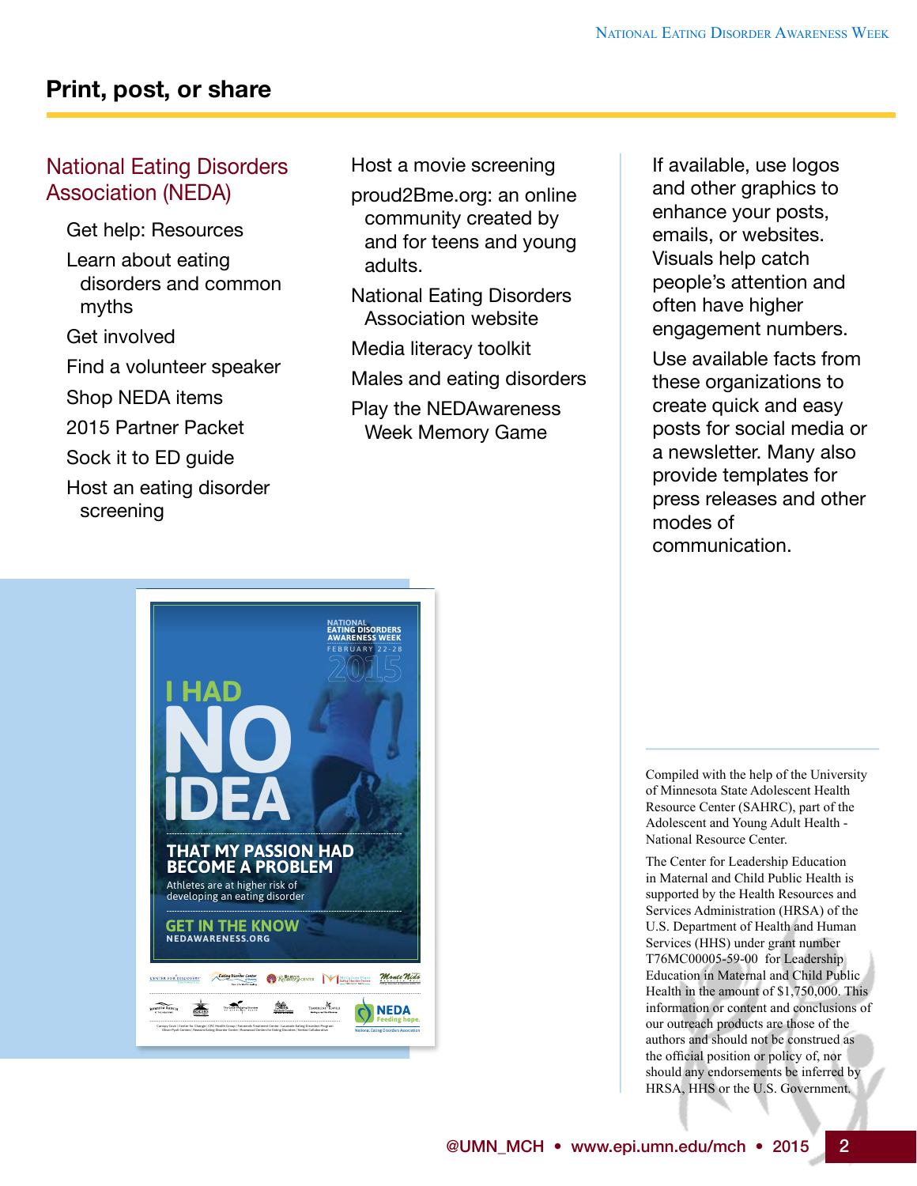## Print, post, or share

### National Eating Disorders Association (NEDA)

- Get help: Resources
- Learn about eating disorders and common myths
- Get involved
- Find a volunteer speaker
- Shop NEDA items
- 2015 Partner Packet
- Sock it to ED guide
- Host an eating disorder screening
- Host a movie screening
- proud2Bme.org: an online community created by and for teens and young adults.
- National Eating Disorders Association website
- Media literacy toolkit
- Males and eating disorders
- Play the NEDAwareness Week Memory Game

If available, use logos and other graphics to enhance your posts, emails, or websites. Visuals help catch people's attention and often have higher engagement numbers.

Use available facts from these organizations to create quick and easy posts for social media or a newsletter. Many also provide templates for press releases and other modes of communication.

NATIONAL EATING DISORDERS AWARENESS WEEK
FEBRUARY 22-28
2015

I HAD NO IDEA

THAT MY PASSION HAD BECOME A PROBLEM

Athletes are at higher risk of developing an eating disorder

GET IN THE KNOW
NEDAWARENESS.ORG

NEDA Feeding hope.

---

Compiled with the help of the University of Minnesota State Adolescent Health Resource Center (SAHRC), part of the Adolescent and Young Adult Health - National Resource Center.

The Center for Leadership Education in Maternal and Child Public Health is supported by the Health Resources and Services Administration (HRSA) of the U.S. Department of Health and Human Services (HHS) under grant number T76MC00005-59-00 for Leadership Education in Maternal and Child Public Health in the amount of $1,750,000. This information or content and conclusions of our outreach products are those of the authors and should not be construed as the official position or policy of, nor should any endorsements be inferred by HRSA, HHS or the U.S. Government.

@UMN_MCH • www.epi.umn.edu/mch • 2015